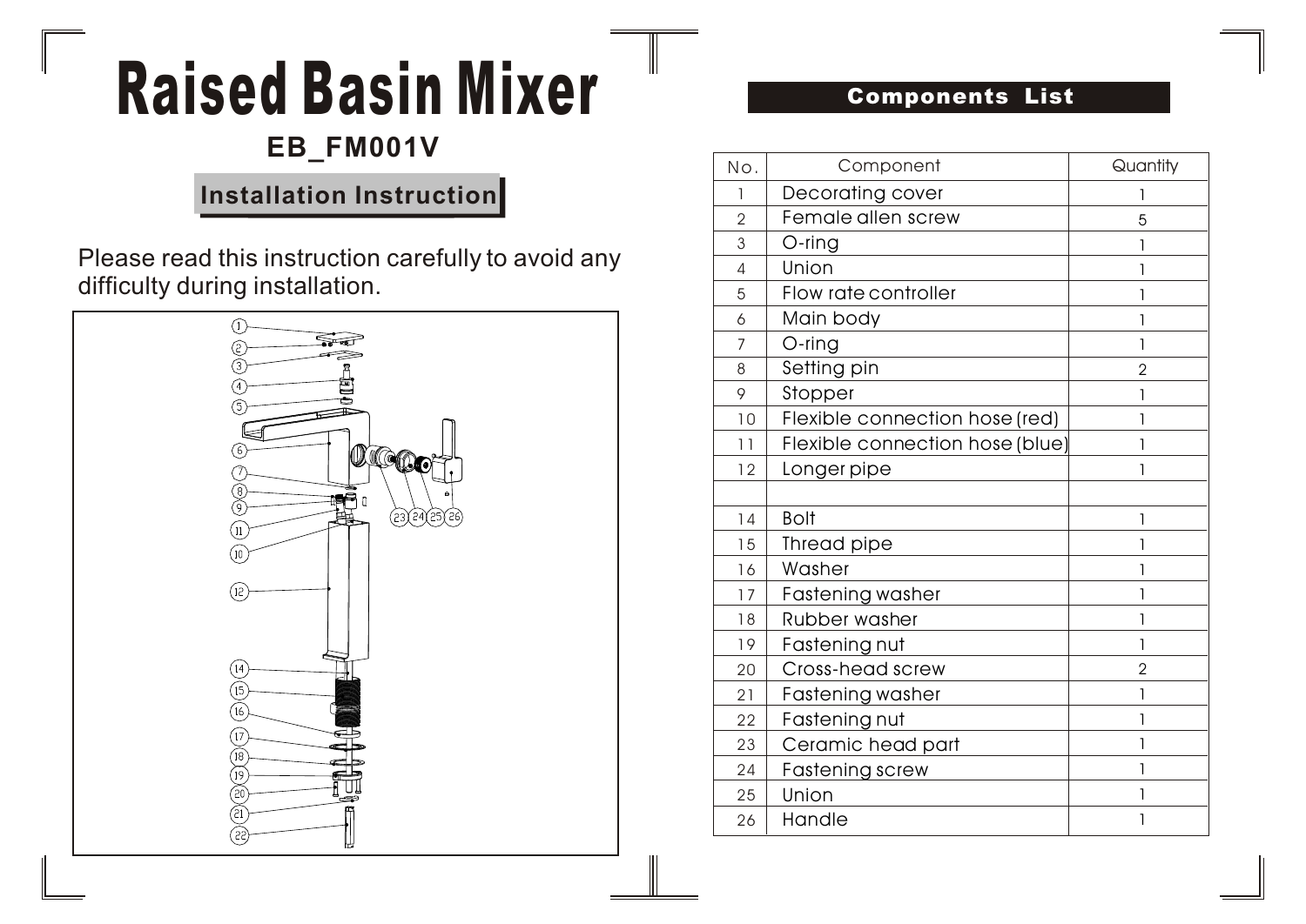# Raised Basin Mixer

**EB_FM001V**

## Installation Instruction

Please read this instruction carefully to avoid any difficulty during installation.

## Components List

| No. | Component | Quantity |
|---|---|---|
| 1 | Decorating cover | 1 |
| 2 | Female allen screw | 5 |
| 3 | O-ring | 1 |
| 4 | Union | 1 |
| 5 | Flow rate controller | 1 |
| 6 | Main body | 1 |
| 7 | O-ring | 1 |
| 8 | Setting pin | 2 |
| 9 | Stopper | 1 |
| 10 | Flexible connection hose (red) | 1 |
| 11 | Flexible connection hose (blue) | 1 |
| 12 | Longer pipe | 1 |
| | | |
| 14 | Bolt | 1 |
| 15 | Thread pipe | 1 |
| 16 | Washer | 1 |
| 17 | Fastening washer | 1 |
| 18 | Rubber washer | 1 |
| 19 | Fastening nut | 1 |
| 20 | Cross-head screw | 2 |
| 21 | Fastening washer | 1 |
| 22 | Fastening nut | 1 |
| 23 | Ceramic head part | 1 |
| 24 | Fastening screw | 1 |
| 25 | Union | 1 |
| 26 | Handle | 1 |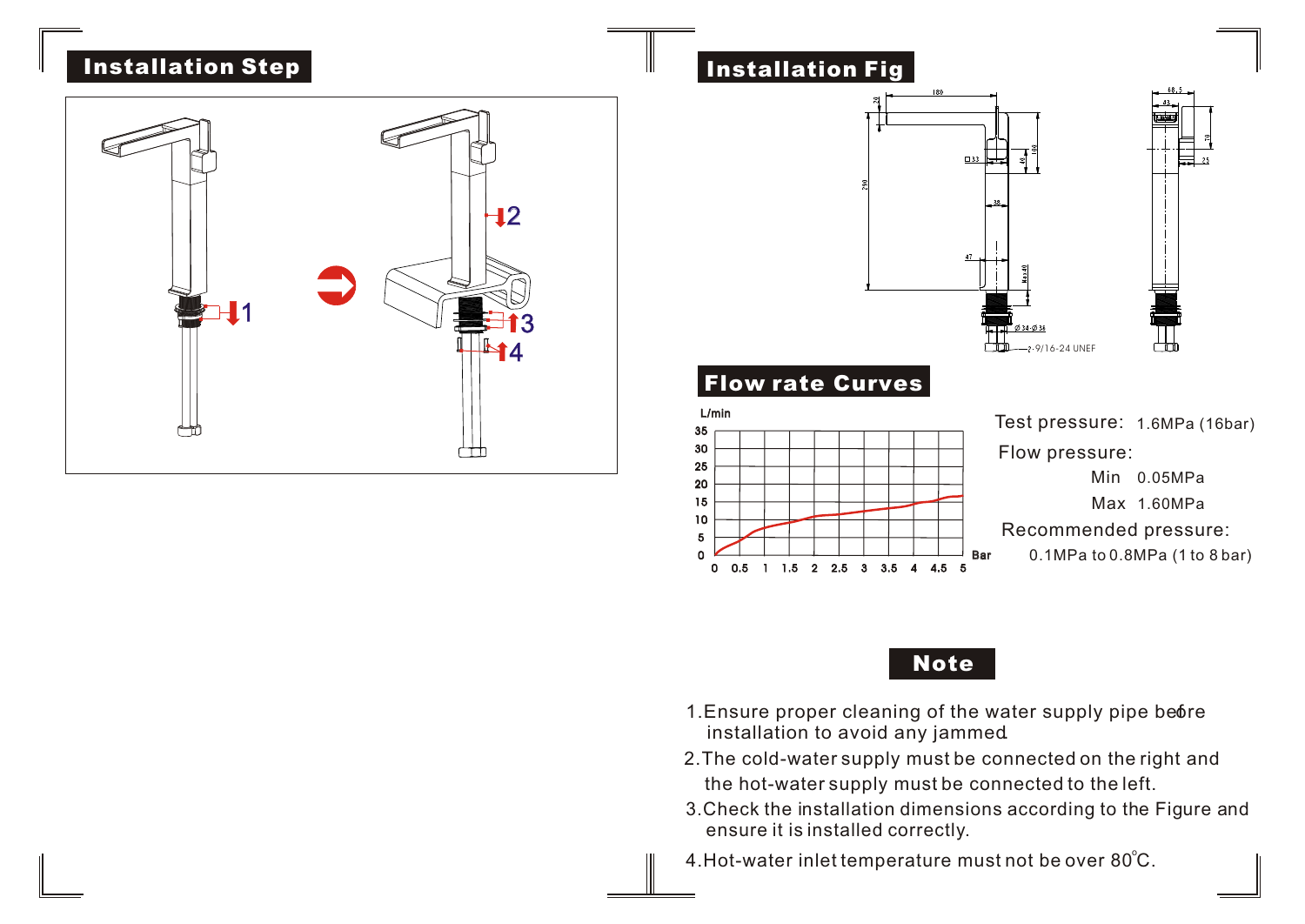## Installation Step

1

2

3

4

## Installation Fig

180

20

290

33

46

100

38

47

Max40

Ø34-Ø36

2-9/16-24 UNEF

60.5

43

70

25

## Flow rate Curves

L/min

35
30
25
20
15
10
5
0

0 0.5 1 1.5 2 2.5 3 3.5 4 4.5 5

Bar

Test pressure: 1.6MPa (16bar)

Flow pressure:

Min 0.05MPa

Max 1.60MPa

Recommended pressure:

0.1MPa to 0.8MPa (1 to 8 bar)

## Note

1. Ensure proper cleaning of the water supply pipe before installation to avoid any jammed.
2. The cold-water supply must be connected on the right and the hot-water supply must be connected to the left.
3. Check the installation dimensions according to the Figure and ensure it is installed correctly.
4. Hot-water inlet temperature must not be over 80°C.